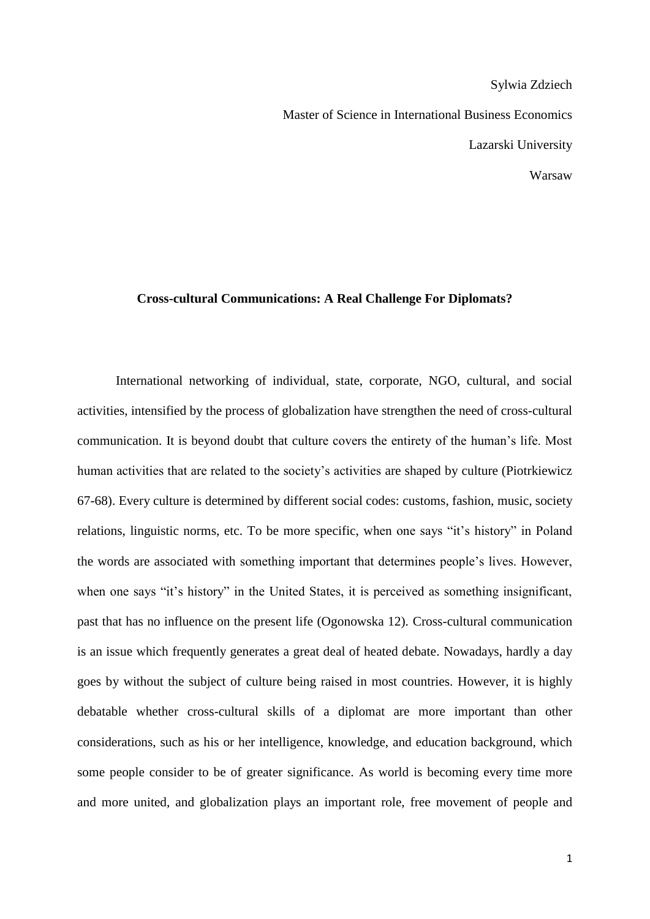Sylwia Zdziech

Master of Science in International Business Economics

Lazarski University

Warsaw

**Cross-cultural Communications: A Real Challenge For Diplomats?**

International networking of individual, state, corporate, NGO, cultural, and social activities, intensified by the process of globalization have strengthen the need of cross-cultural communication. It is beyond doubt that culture covers the entirety of the human's life. Most human activities that are related to the society's activities are shaped by culture (Piotrkiewicz 67-68). Every culture is determined by different social codes: customs, fashion, music, society relations, linguistic norms, etc. To be more specific, when one says "it's history" in Poland the words are associated with something important that determines people's lives. However, when one says "it's history" in the United States, it is perceived as something insignificant, past that has no influence on the present life (Ogonowska 12). Cross-cultural communication is an issue which frequently generates a great deal of heated debate. Nowadays, hardly a day goes by without the subject of culture being raised in most countries. However, it is highly debatable whether cross-cultural skills of a diplomat are more important than other considerations, such as his or her intelligence, knowledge, and education background, which some people consider to be of greater significance. As world is becoming every time more and more united, and globalization plays an important role, free movement of people and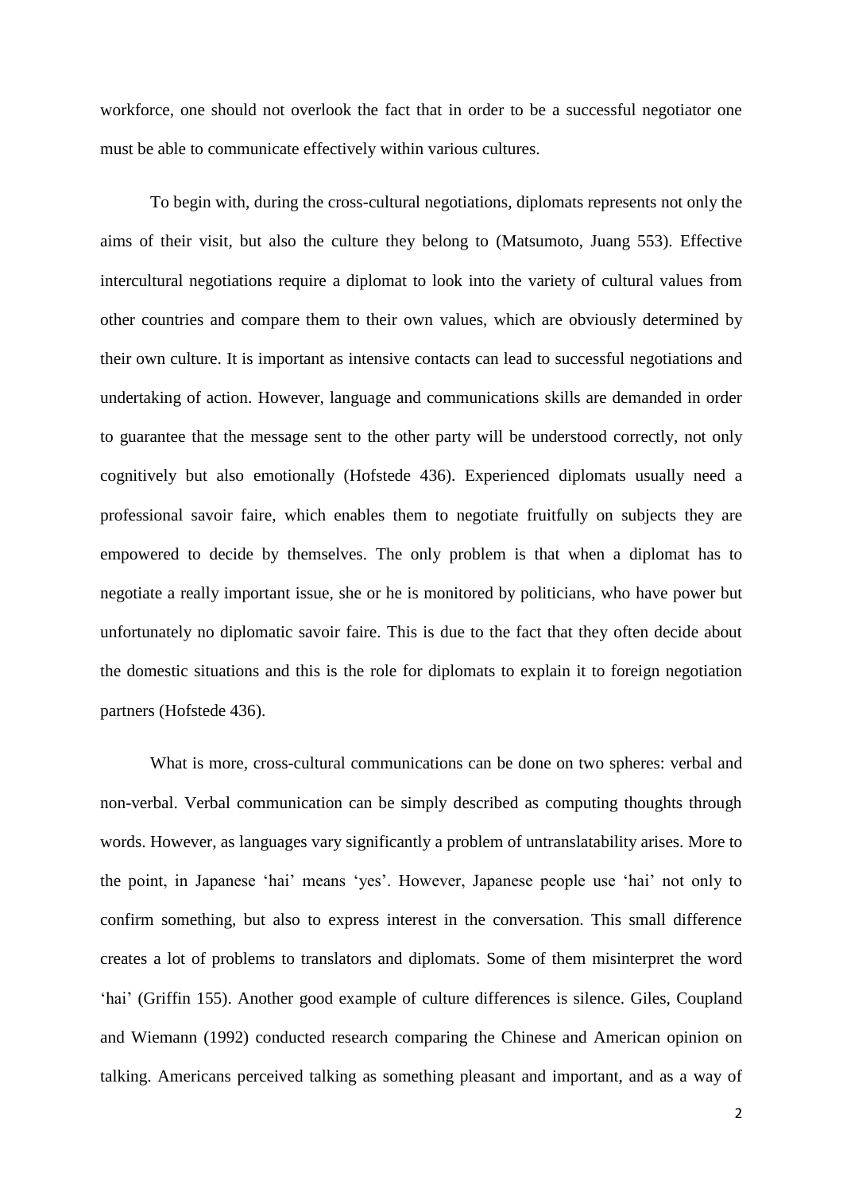workforce, one should not overlook the fact that in order to be a successful negotiator one must be able to communicate effectively within various cultures.

To begin with, during the cross-cultural negotiations, diplomats represents not only the aims of their visit, but also the culture they belong to (Matsumoto, Juang 553). Effective intercultural negotiations require a diplomat to look into the variety of cultural values from other countries and compare them to their own values, which are obviously determined by their own culture. It is important as intensive contacts can lead to successful negotiations and undertaking of action. However, language and communications skills are demanded in order to guarantee that the message sent to the other party will be understood correctly, not only cognitively but also emotionally (Hofstede 436). Experienced diplomats usually need a professional savoir faire, which enables them to negotiate fruitfully on subjects they are empowered to decide by themselves. The only problem is that when a diplomat has to negotiate a really important issue, she or he is monitored by politicians, who have power but unfortunately no diplomatic savoir faire. This is due to the fact that they often decide about the domestic situations and this is the role for diplomats to explain it to foreign negotiation partners (Hofstede 436).

What is more, cross-cultural communications can be done on two spheres: verbal and non-verbal. Verbal communication can be simply described as computing thoughts through words. However, as languages vary significantly a problem of untranslatability arises. More to the point, in Japanese 'hai' means 'yes'. However, Japanese people use 'hai' not only to confirm something, but also to express interest in the conversation. This small difference creates a lot of problems to translators and diplomats. Some of them misinterpret the word 'hai' (Griffin 155). Another good example of culture differences is silence. Giles, Coupland and Wiemann (1992) conducted research comparing the Chinese and American opinion on talking. Americans perceived talking as something pleasant and important, and as a way of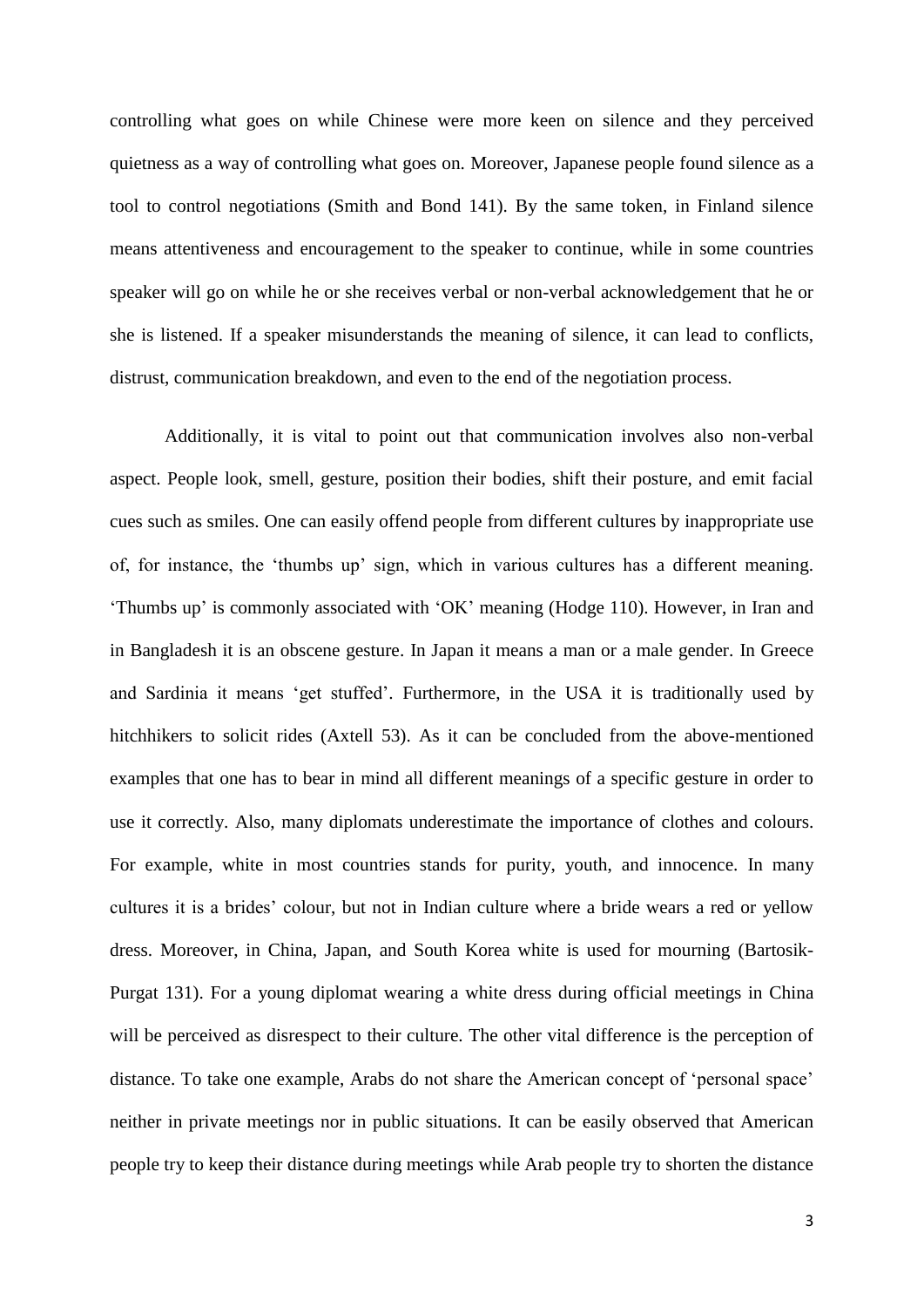controlling what goes on while Chinese were more keen on silence and they perceived quietness as a way of controlling what goes on. Moreover, Japanese people found silence as a tool to control negotiations (Smith and Bond 141). By the same token, in Finland silence means attentiveness and encouragement to the speaker to continue, while in some countries speaker will go on while he or she receives verbal or non-verbal acknowledgement that he or she is listened. If a speaker misunderstands the meaning of silence, it can lead to conflicts, distrust, communication breakdown, and even to the end of the negotiation process.

Additionally, it is vital to point out that communication involves also non-verbal aspect. People look, smell, gesture, position their bodies, shift their posture, and emit facial cues such as smiles. One can easily offend people from different cultures by inappropriate use of, for instance, the 'thumbs up' sign, which in various cultures has a different meaning. 'Thumbs up' is commonly associated with 'OK' meaning (Hodge 110). However, in Iran and in Bangladesh it is an obscene gesture. In Japan it means a man or a male gender. In Greece and Sardinia it means 'get stuffed'. Furthermore, in the USA it is traditionally used by hitchhikers to solicit rides (Axtell 53). As it can be concluded from the above-mentioned examples that one has to bear in mind all different meanings of a specific gesture in order to use it correctly. Also, many diplomats underestimate the importance of clothes and colours. For example, white in most countries stands for purity, youth, and innocence. In many cultures it is a brides' colour, but not in Indian culture where a bride wears a red or yellow dress. Moreover, in China, Japan, and South Korea white is used for mourning (Bartosik-Purgat 131). For a young diplomat wearing a white dress during official meetings in China will be perceived as disrespect to their culture. The other vital difference is the perception of distance. To take one example, Arabs do not share the American concept of 'personal space' neither in private meetings nor in public situations. It can be easily observed that American people try to keep their distance during meetings while Arab people try to shorten the distance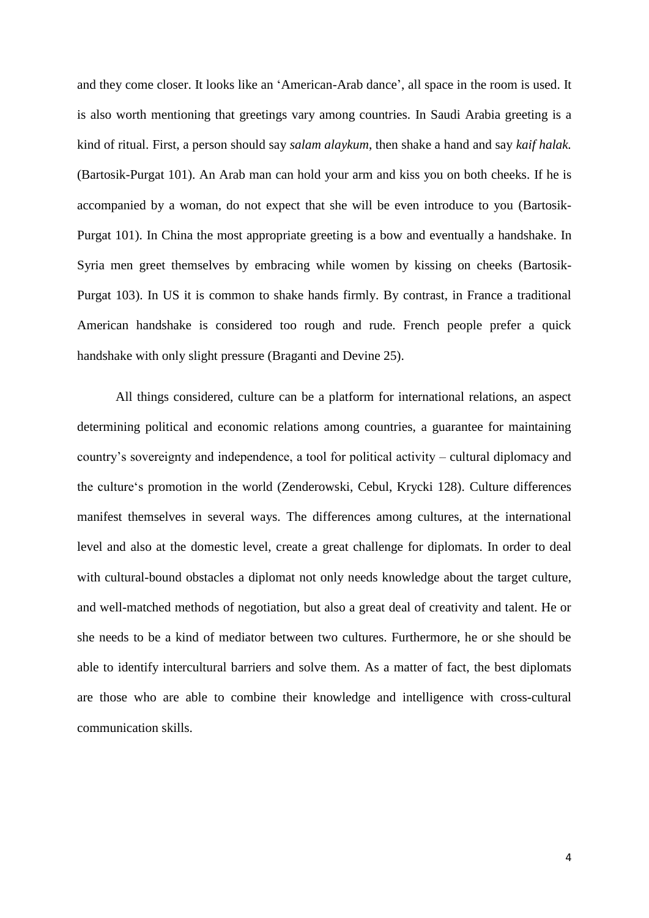and they come closer. It looks like an 'American-Arab dance', all space in the room is used. It is also worth mentioning that greetings vary among countries. In Saudi Arabia greeting is a kind of ritual. First, a person should say *salam alaykum*, then shake a hand and say *kaif halak.* (Bartosik-Purgat 101). An Arab man can hold your arm and kiss you on both cheeks. If he is accompanied by a woman, do not expect that she will be even introduce to you (Bartosik-Purgat 101). In China the most appropriate greeting is a bow and eventually a handshake. In Syria men greet themselves by embracing while women by kissing on cheeks (Bartosik-Purgat 103). In US it is common to shake hands firmly. By contrast, in France a traditional American handshake is considered too rough and rude. French people prefer a quick handshake with only slight pressure (Braganti and Devine 25).

All things considered, culture can be a platform for international relations, an aspect determining political and economic relations among countries, a guarantee for maintaining country's sovereignty and independence, a tool for political activity – cultural diplomacy and the culture's promotion in the world (Zenderowski, Cebul, Krycki 128). Culture differences manifest themselves in several ways. The differences among cultures, at the international level and also at the domestic level, create a great challenge for diplomats. In order to deal with cultural-bound obstacles a diplomat not only needs knowledge about the target culture, and well-matched methods of negotiation, but also a great deal of creativity and talent. He or she needs to be a kind of mediator between two cultures. Furthermore, he or she should be able to identify intercultural barriers and solve them. As a matter of fact, the best diplomats are those who are able to combine their knowledge and intelligence with cross-cultural communication skills.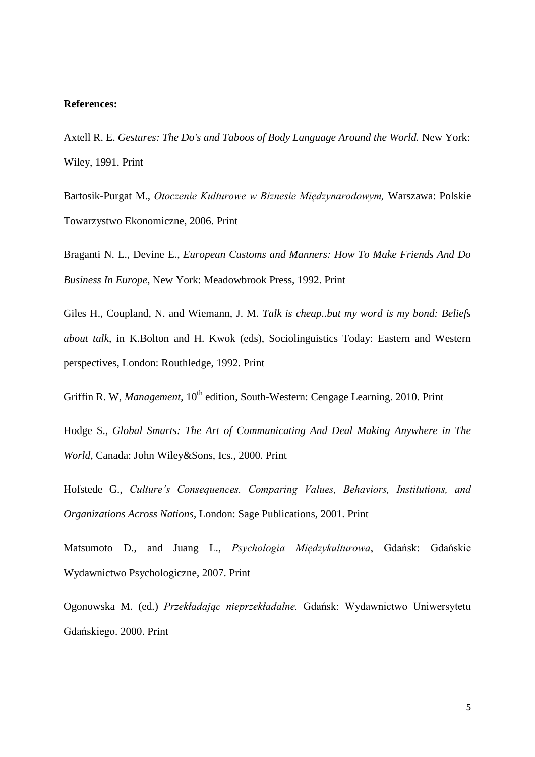**References:**

Axtell R. E. *Gestures: The Do's and Taboos of Body Language Around the World.* New York: Wiley, 1991. Print

Bartosik-Purgat M., *Otoczenie Kulturowe w Biznesie Międzynarodowym,* Warszawa: Polskie Towarzystwo Ekonomiczne, 2006. Print

Braganti N. L., Devine E., *European Customs and Manners: How To Make Friends And Do Business In Europe*, New York: Meadowbrook Press, 1992. Print

Giles H., Coupland, N. and Wiemann, J. M. *Talk is cheap..but my word is my bond: Beliefs about talk*, in K.Bolton and H. Kwok (eds), Sociolinguistics Today: Eastern and Western perspectives, London: Routhledge, 1992. Print

Griffin R. W, *Management*, 10th edition, South-Western: Cengage Learning. 2010. Print

Hodge S., *Global Smarts: The Art of Communicating And Deal Making Anywhere in The World*, Canada: John Wiley&Sons, Ics., 2000. Print

Hofstede G., *Culture's Consequences. Comparing Values, Behaviors, Institutions, and Organizations Across Nations*, London: Sage Publications, 2001. Print

Matsumoto D., and Juang L., *Psychologia Międzykulturowa*, Gdańsk: Gdańskie Wydawnictwo Psychologiczne, 2007. Print

Ogonowska M. (ed.) *Przekładając nieprzekładalne.* Gdańsk: Wydawnictwo Uniwersytetu Gdańskiego. 2000. Print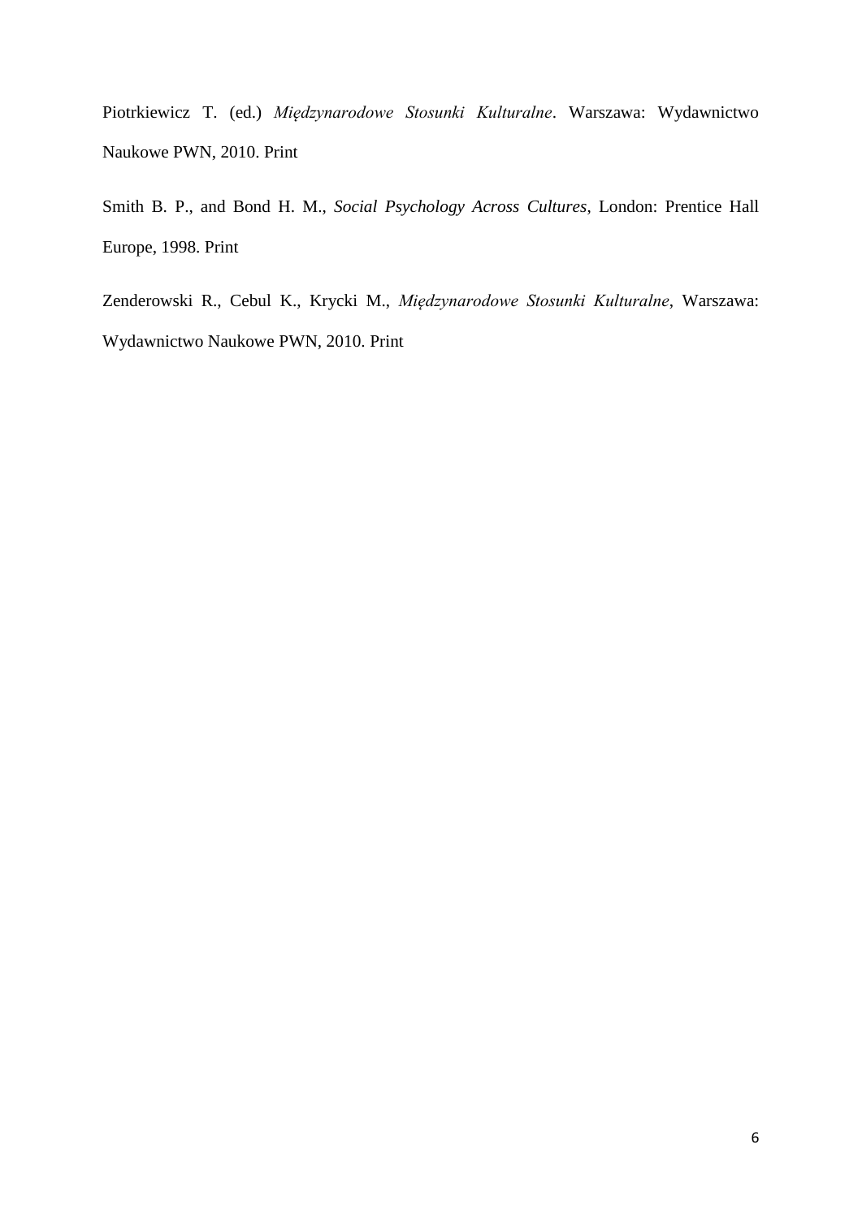Piotrkiewicz T. (ed.) *Międzynarodowe Stosunki Kulturalne*. Warszawa: Wydawnictwo Naukowe PWN, 2010. Print

Smith B. P., and Bond H. M., *Social Psychology Across Cultures*, London: Prentice Hall Europe, 1998. Print

Zenderowski R., Cebul K., Krycki M., *Międzynarodowe Stosunki Kulturalne*, Warszawa: Wydawnictwo Naukowe PWN, 2010. Print